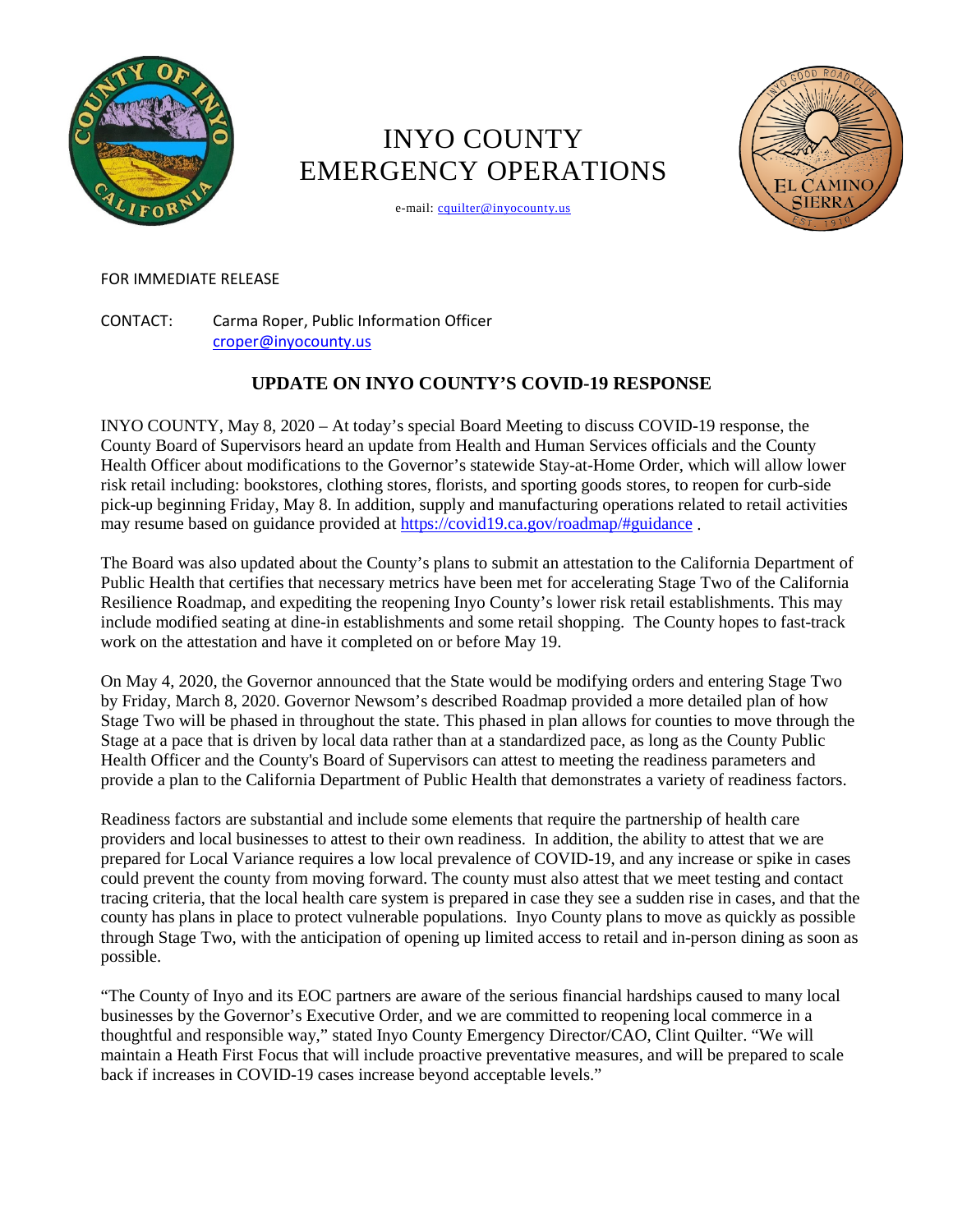# INYO COUNTY
# EMERGENCY OPERATIONS

e-mail: cquilter@inyocounty.us

FOR IMMEDIATE RELEASE

CONTACT: Carma Roper, Public Information Officer
croper@inyocounty.us

## UPDATE ON INYO COUNTY'S COVID-19 RESPONSE

INYO COUNTY, May 8, 2020 – At today's special Board Meeting to discuss COVID-19 response, the County Board of Supervisors heard an update from Health and Human Services officials and the County Health Officer about modifications to the Governor's statewide Stay-at-Home Order, which will allow lower risk retail including: bookstores, clothing stores, florists, and sporting goods stores, to reopen for curb-side pick-up beginning Friday, May 8. In addition, supply and manufacturing operations related to retail activities may resume based on guidance provided at https://covid19.ca.gov/roadmap/#guidance .

The Board was also updated about the County's plans to submit an attestation to the California Department of Public Health that certifies that necessary metrics have been met for accelerating Stage Two of the California Resilience Roadmap, and expediting the reopening Inyo County's lower risk retail establishments. This may include modified seating at dine-in establishments and some retail shopping. The County hopes to fast-track work on the attestation and have it completed on or before May 19.

On May 4, 2020, the Governor announced that the State would be modifying orders and entering Stage Two by Friday, March 8, 2020. Governor Newsom's described Roadmap provided a more detailed plan of how Stage Two will be phased in throughout the state. This phased in plan allows for counties to move through the Stage at a pace that is driven by local data rather than at a standardized pace, as long as the County Public Health Officer and the County's Board of Supervisors can attest to meeting the readiness parameters and provide a plan to the California Department of Public Health that demonstrates a variety of readiness factors.

Readiness factors are substantial and include some elements that require the partnership of health care providers and local businesses to attest to their own readiness. In addition, the ability to attest that we are prepared for Local Variance requires a low local prevalence of COVID-19, and any increase or spike in cases could prevent the county from moving forward. The county must also attest that we meet testing and contact tracing criteria, that the local health care system is prepared in case they see a sudden rise in cases, and that the county has plans in place to protect vulnerable populations. Inyo County plans to move as quickly as possible through Stage Two, with the anticipation of opening up limited access to retail and in-person dining as soon as possible.

"The County of Inyo and its EOC partners are aware of the serious financial hardships caused to many local businesses by the Governor's Executive Order, and we are committed to reopening local commerce in a thoughtful and responsible way," stated Inyo County Emergency Director/CAO, Clint Quilter. "We will maintain a Heath First Focus that will include proactive preventative measures, and will be prepared to scale back if increases in COVID-19 cases increase beyond acceptable levels."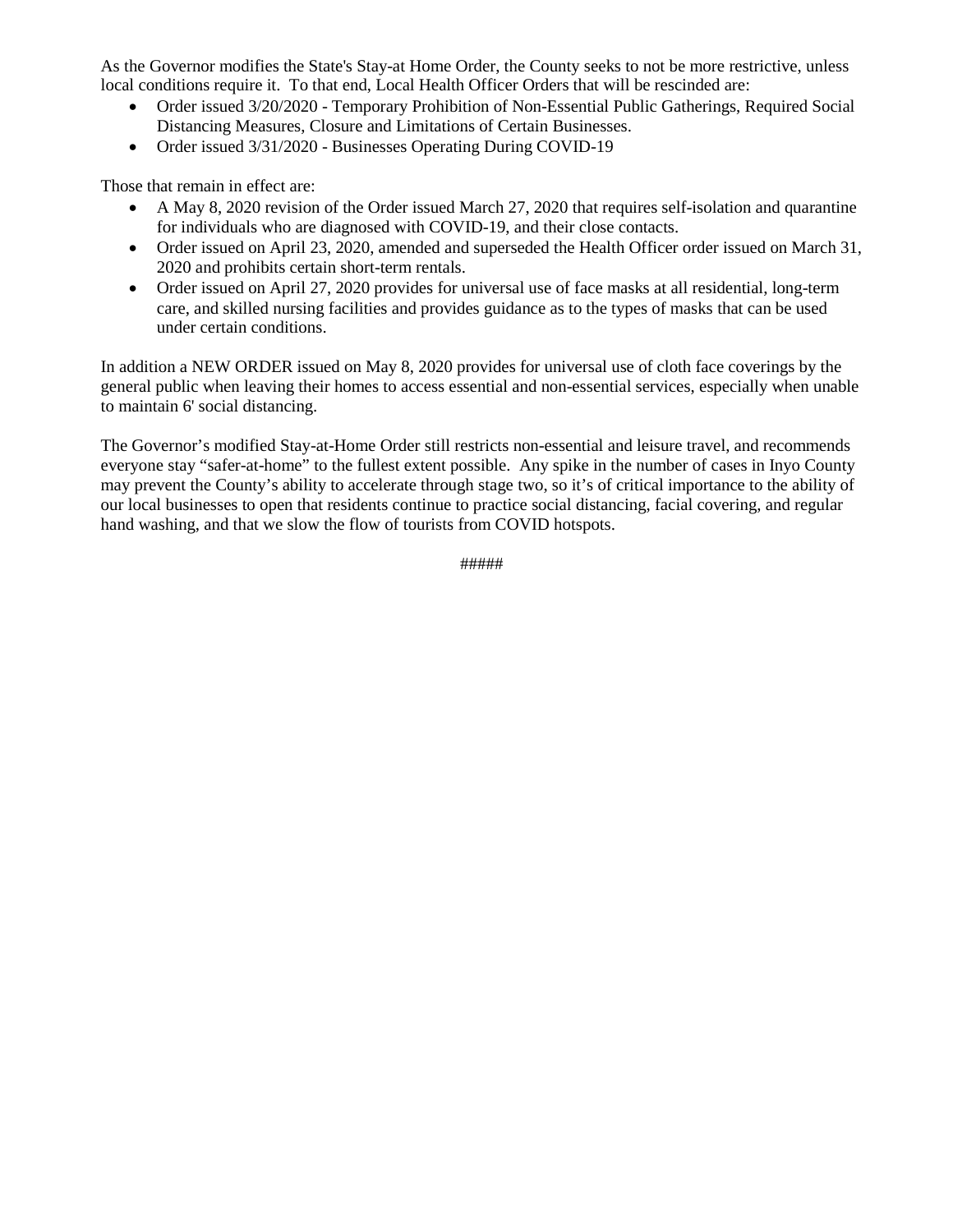As the Governor modifies the State's Stay-at Home Order, the County seeks to not be more restrictive, unless local conditions require it. To that end, Local Health Officer Orders that will be rescinded are:

- Order issued 3/20/2020 - Temporary Prohibition of Non-Essential Public Gatherings, Required Social Distancing Measures, Closure and Limitations of Certain Businesses.
- Order issued 3/31/2020 - Businesses Operating During COVID-19

Those that remain in effect are:

- A May 8, 2020 revision of the Order issued March 27, 2020 that requires self-isolation and quarantine for individuals who are diagnosed with COVID-19, and their close contacts.
- Order issued on April 23, 2020, amended and superseded the Health Officer order issued on March 31, 2020 and prohibits certain short-term rentals.
- Order issued on April 27, 2020 provides for universal use of face masks at all residential, long-term care, and skilled nursing facilities and provides guidance as to the types of masks that can be used under certain conditions.

In addition a NEW ORDER issued on May 8, 2020 provides for universal use of cloth face coverings by the general public when leaving their homes to access essential and non-essential services, especially when unable to maintain 6' social distancing.

The Governor's modified Stay-at-Home Order still restricts non-essential and leisure travel, and recommends everyone stay "safer-at-home" to the fullest extent possible. Any spike in the number of cases in Inyo County may prevent the County's ability to accelerate through stage two, so it's of critical importance to the ability of our local businesses to open that residents continue to practice social distancing, facial covering, and regular hand washing, and that we slow the flow of tourists from COVID hotspots.

#####